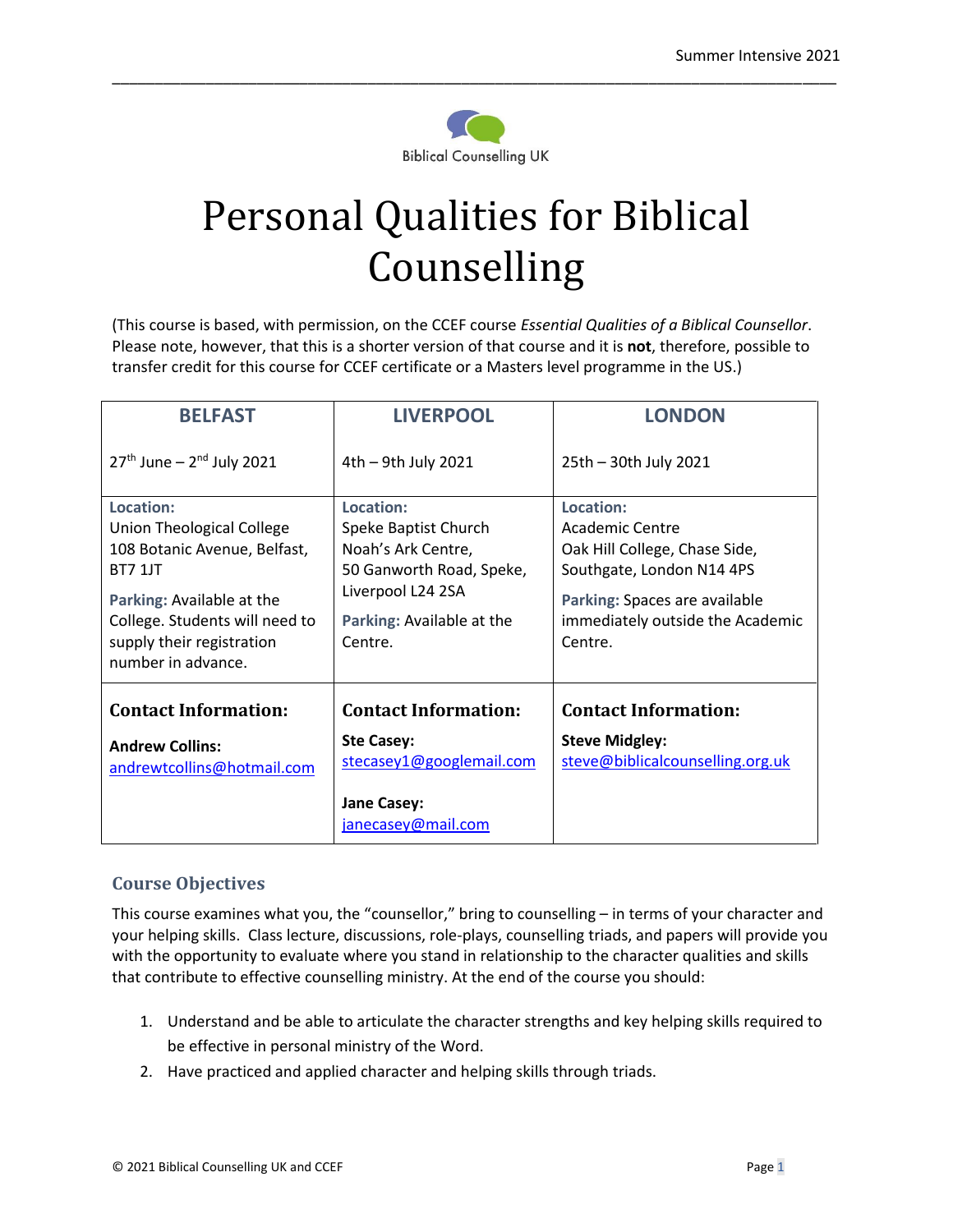Biblical Counselling UK

# Personal Qualities for Biblical Counselling

(This course is based, with permission, on the CCEF course *Essential Qualities of a Biblical Counsellor*. Please note, however, that this is a shorter version of that course and it is **not**, therefore, possible to transfer credit for this course for CCEF certificate or a Masters level programme in the US.)

| BELFAST | LIVERPOOL | LONDON |
|---|---|---|
| 27th June – 2nd July 2021 | 4th – 9th July 2021 | 25th – 30th July 2021 |
| **Location:** Union Theological College 108 Botanic Avenue, Belfast, BT7 1JT<br><br>**Parking:** Available at the College. Students will need to supply their registration number in advance. | **Location:** Speke Baptist Church Noah's Ark Centre, 50 Ganworth Road, Speke, Liverpool L24 2SA<br><br>**Parking:** Available at the Centre. | **Location:** Academic Centre Oak Hill College, Chase Side, Southgate, London N14 4PS<br><br>**Parking:** Spaces are available immediately outside the Academic Centre. |
| **Contact Information:**<br><br>**Andrew Collins:** andrewtcollins@hotmail.com | **Contact Information:**<br><br>**Ste Casey:** stecasey1@googlemail.com<br><br>**Jane Casey:** janecasey@mail.com | **Contact Information:**<br><br>**Steve Midgley:** steve@biblicalcounselling.org.uk |

## Course Objectives

This course examines what you, the "counsellor," bring to counselling – in terms of your character and your helping skills. Class lecture, discussions, role-plays, counselling triads, and papers will provide you with the opportunity to evaluate where you stand in relationship to the character qualities and skills that contribute to effective counselling ministry. At the end of the course you should:

1. Understand and be able to articulate the character strengths and key helping skills required to be effective in personal ministry of the Word.
2. Have practiced and applied character and helping skills through triads.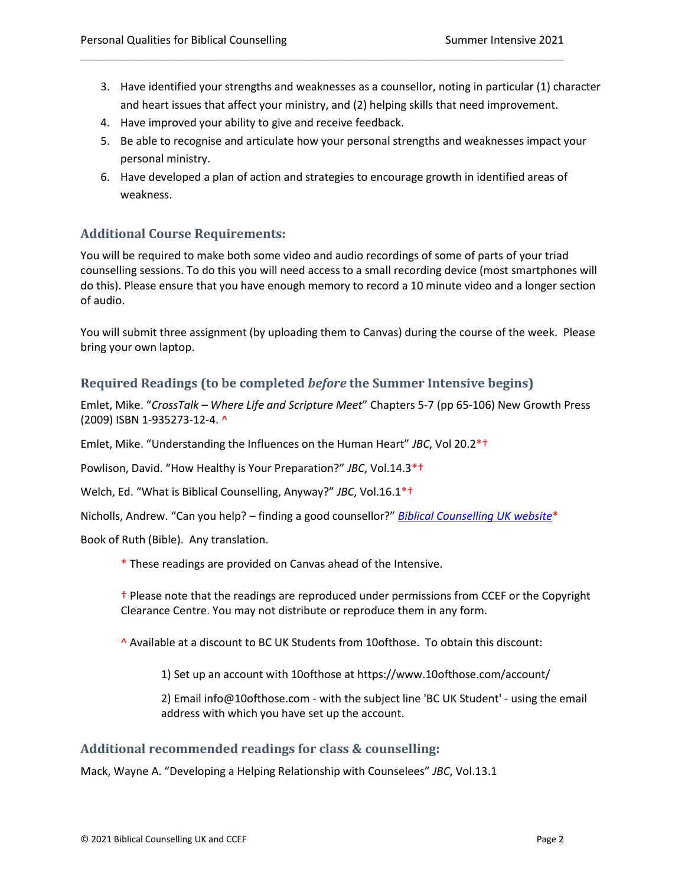3. Have identified your strengths and weaknesses as a counsellor, noting in particular (1) character and heart issues that affect your ministry, and (2) helping skills that need improvement.
4. Have improved your ability to give and receive feedback.
5. Be able to recognise and articulate how your personal strengths and weaknesses impact your personal ministry.
6. Have developed a plan of action and strategies to encourage growth in identified areas of weakness.

### Additional Course Requirements:

You will be required to make both some video and audio recordings of some of parts of your triad counselling sessions. To do this you will need access to a small recording device (most smartphones will do this). Please ensure that you have enough memory to record a 10 minute video and a longer section of audio.

You will submit three assignment (by uploading them to Canvas) during the course of the week. Please bring your own laptop.

### Required Readings (to be completed *before* the Summer Intensive begins)

Emlet, Mike. "*CrossTalk – Where Life and Scripture Meet*" Chapters 5-7 (pp 65-106) New Growth Press (2009) ISBN 1-935273-12-4. ^

Emlet, Mike. "Understanding the Influences on the Human Heart" *JBC*, Vol 20.2*†

Powlison, David. "How Healthy is Your Preparation?" *JBC*, Vol.14.3*†

Welch, Ed. "What is Biblical Counselling, Anyway?" *JBC*, Vol.16.1*†

Nicholls, Andrew. "Can you help? – finding a good counsellor?" *Biblical Counselling UK website**

Book of Ruth (Bible). Any translation.

> * These readings are provided on Canvas ahead of the Intensive.
>
> † Please note that the readings are reproduced under permissions from CCEF or the Copyright Clearance Centre. You may not distribute or reproduce them in any form.
>
> ^ Available at a discount to BC UK Students from 10ofthose. To obtain this discount:
>
> 1) Set up an account with 10ofthose at https://www.10ofthose.com/account/
>
> 2) Email info@10ofthose.com - with the subject line 'BC UK Student' - using the email address with which you have set up the account.

### Additional recommended readings for class & counselling:

Mack, Wayne A. "Developing a Helping Relationship with Counselees" *JBC*, Vol.13.1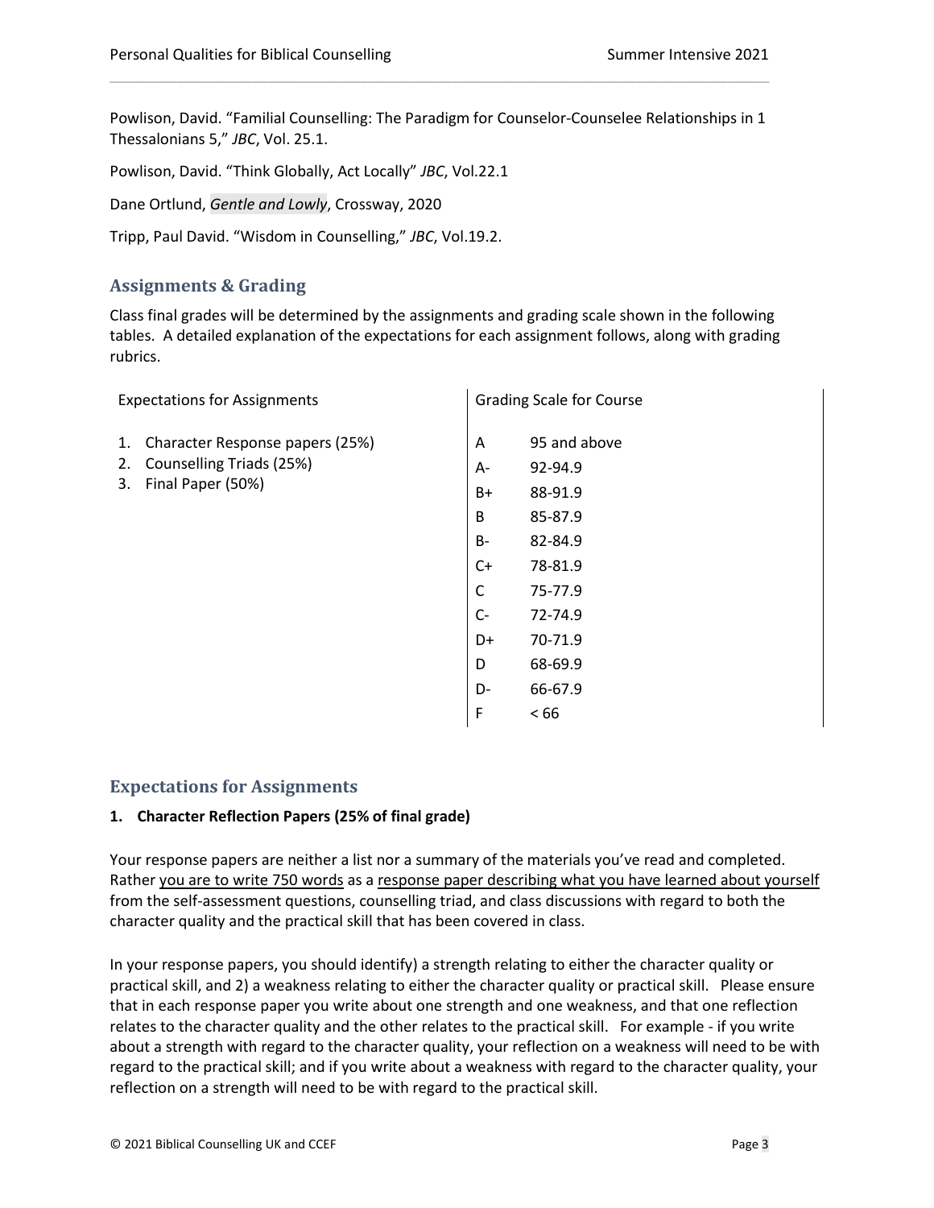Powlison, David. “Familial Counselling: The Paradigm for Counselor-Counselee Relationships in 1 Thessalonians 5,” *JBC*, Vol. 25.1.

Powlison, David. “Think Globally, Act Locally” *JBC*, Vol.22.1

Dane Ortlund, *Gentle and Lowly*, Crossway, 2020

Tripp, Paul David. “Wisdom in Counselling,” *JBC*, Vol.19.2.

## Assignments & Grading

Class final grades will be determined by the assignments and grading scale shown in the following tables. A detailed explanation of the expectations for each assignment follows, along with grading rubrics.

Expectations for Assignments

1. Character Response papers (25%)
2. Counselling Triads (25%)
3. Final Paper (50%)

Grading Scale for Course

| Grade | Score |
|---|---|
| A | 95 and above |
| A- | 92-94.9 |
| B+ | 88-91.9 |
| B | 85-87.9 |
| B- | 82-84.9 |
| C+ | 78-81.9 |
| C | 75-77.9 |
| C- | 72-74.9 |
| D+ | 70-71.9 |
| D | 68-69.9 |
| D- | 66-67.9 |
| F | < 66 |

## Expectations for Assignments

### 1. Character Reflection Papers (25% of final grade)

Your response papers are neither a list nor a summary of the materials you’ve read and completed. Rather you are to write 750 words as a response paper describing what you have learned about yourself from the self-assessment questions, counselling triad, and class discussions with regard to both the character quality and the practical skill that has been covered in class.

In your response papers, you should identify) a strength relating to either the character quality or practical skill, and 2) a weakness relating to either the character quality or practical skill. Please ensure that in each response paper you write about one strength and one weakness, and that one reflection relates to the character quality and the other relates to the practical skill. For example - if you write about a strength with regard to the character quality, your reflection on a weakness will need to be with regard to the practical skill; and if you write about a weakness with regard to the character quality, your reflection on a strength will need to be with regard to the practical skill.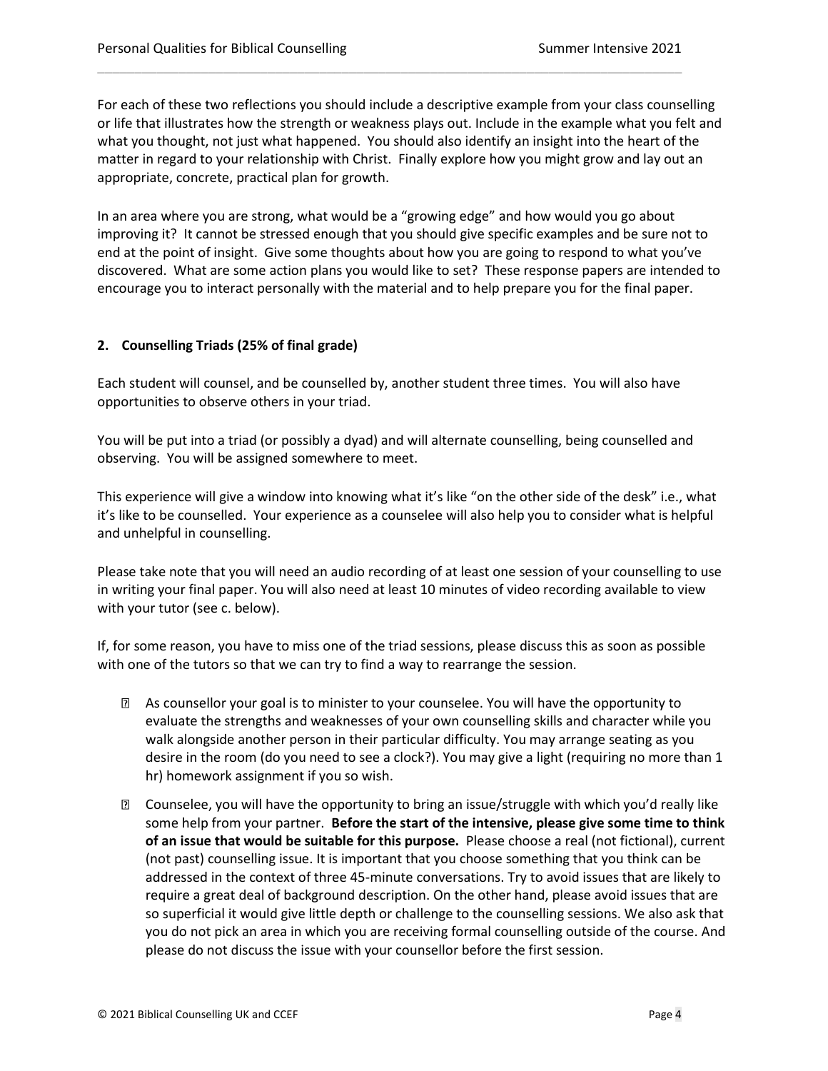For each of these two reflections you should include a descriptive example from your class counselling or life that illustrates how the strength or weakness plays out. Include in the example what you felt and what you thought, not just what happened. You should also identify an insight into the heart of the matter in regard to your relationship with Christ. Finally explore how you might grow and lay out an appropriate, concrete, practical plan for growth.

In an area where you are strong, what would be a "growing edge" and how would you go about improving it? It cannot be stressed enough that you should give specific examples and be sure not to end at the point of insight. Give some thoughts about how you are going to respond to what you've discovered. What are some action plans you would like to set? These response papers are intended to encourage you to interact personally with the material and to help prepare you for the final paper.

### 2. Counselling Triads (25% of final grade)

Each student will counsel, and be counselled by, another student three times. You will also have opportunities to observe others in your triad.

You will be put into a triad (or possibly a dyad) and will alternate counselling, being counselled and observing. You will be assigned somewhere to meet.

This experience will give a window into knowing what it's like "on the other side of the desk" i.e., what it's like to be counselled. Your experience as a counselee will also help you to consider what is helpful and unhelpful in counselling.

Please take note that you will need an audio recording of at least one session of your counselling to use in writing your final paper. You will also need at least 10 minutes of video recording available to view with your tutor (see c. below).

If, for some reason, you have to miss one of the triad sessions, please discuss this as soon as possible with one of the tutors so that we can try to find a way to rearrange the session.

- As counsellor your goal is to minister to your counselee. You will have the opportunity to evaluate the strengths and weaknesses of your own counselling skills and character while you walk alongside another person in their particular difficulty. You may arrange seating as you desire in the room (do you need to see a clock?). You may give a light (requiring no more than 1 hr) homework assignment if you so wish.
- Counselee, you will have the opportunity to bring an issue/struggle with which you'd really like some help from your partner. **Before the start of the intensive, please give some time to think of an issue that would be suitable for this purpose.** Please choose a real (not fictional), current (not past) counselling issue. It is important that you choose something that you think can be addressed in the context of three 45-minute conversations. Try to avoid issues that are likely to require a great deal of background description. On the other hand, please avoid issues that are so superficial it would give little depth or challenge to the counselling sessions. We also ask that you do not pick an area in which you are receiving formal counselling outside of the course. And please do not discuss the issue with your counsellor before the first session.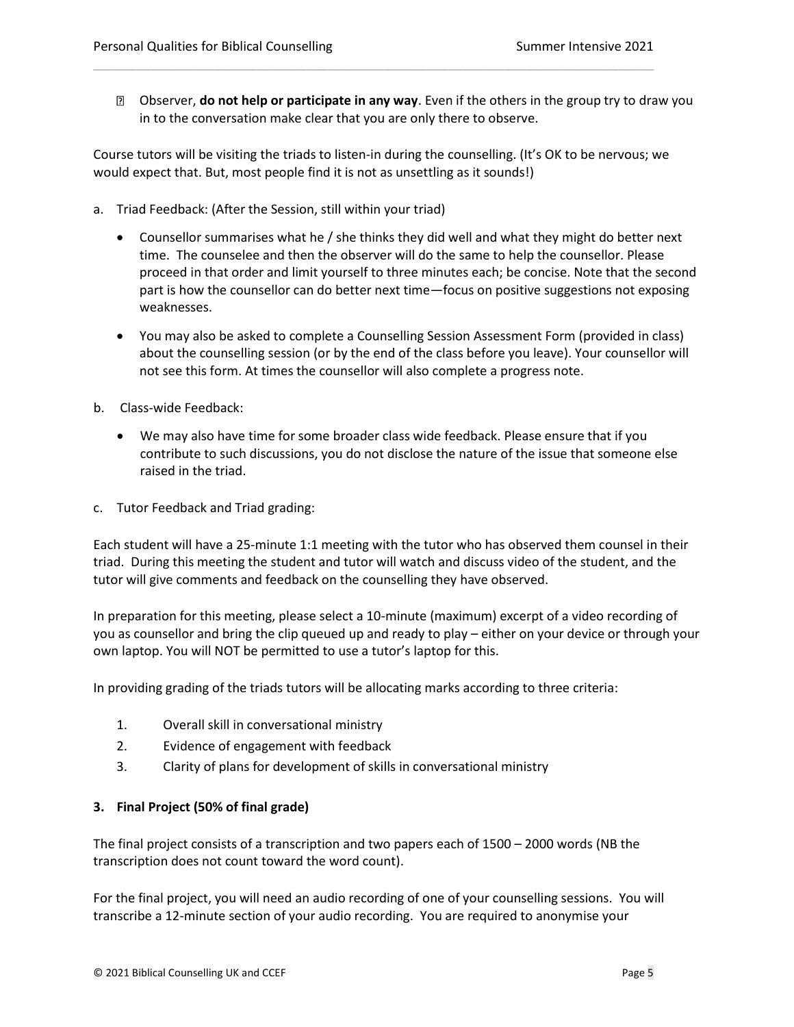- Observer, **do not help or participate in any way**. Even if the others in the group try to draw you in to the conversation make clear that you are only there to observe.

Course tutors will be visiting the triads to listen-in during the counselling. (It's OK to be nervous; we would expect that. But, most people find it is not as unsettling as it sounds!)

a. Triad Feedback: (After the Session, still within your triad)

   - Counsellor summarises what he / she thinks they did well and what they might do better next time. The counselee and then the observer will do the same to help the counsellor. Please proceed in that order and limit yourself to three minutes each; be concise. Note that the second part is how the counsellor can do better next time—focus on positive suggestions not exposing weaknesses.
   - You may also be asked to complete a Counselling Session Assessment Form (provided in class) about the counselling session (or by the end of the class before you leave). Your counsellor will not see this form. At times the counsellor will also complete a progress note.

b. Class-wide Feedback:

   - We may also have time for some broader class wide feedback. Please ensure that if you contribute to such discussions, you do not disclose the nature of the issue that someone else raised in the triad.

c. Tutor Feedback and Triad grading:

Each student will have a 25-minute 1:1 meeting with the tutor who has observed them counsel in their triad. During this meeting the student and tutor will watch and discuss video of the student, and the tutor will give comments and feedback on the counselling they have observed.

In preparation for this meeting, please select a 10-minute (maximum) excerpt of a video recording of you as counsellor and bring the clip queued up and ready to play – either on your device or through your own laptop. You will NOT be permitted to use a tutor's laptop for this.

In providing grading of the triads tutors will be allocating marks according to three criteria:

1. Overall skill in conversational ministry
2. Evidence of engagement with feedback
3. Clarity of plans for development of skills in conversational ministry

**3. Final Project (50% of final grade)**

The final project consists of a transcription and two papers each of 1500 – 2000 words (NB the transcription does not count toward the word count).

For the final project, you will need an audio recording of one of your counselling sessions. You will transcribe a 12-minute section of your audio recording. You are required to anonymise your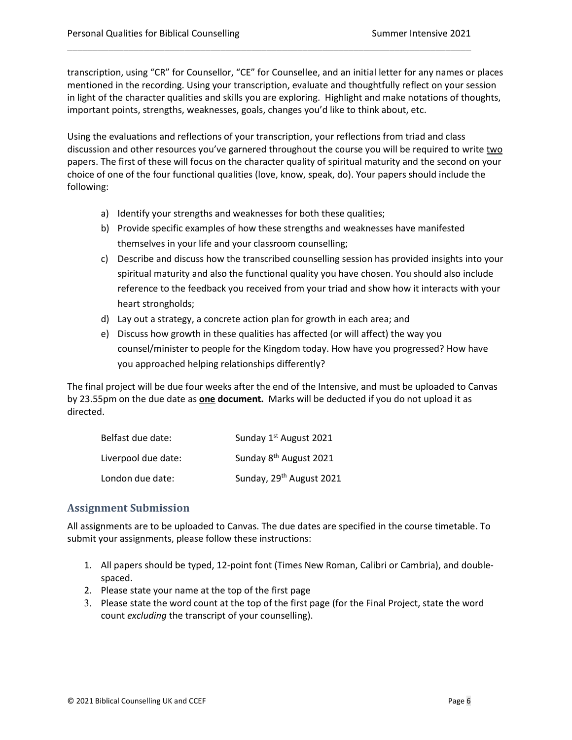transcription, using "CR" for Counsellor, "CE" for Counsellee, and an initial letter for any names or places mentioned in the recording. Using your transcription, evaluate and thoughtfully reflect on your session in light of the character qualities and skills you are exploring. Highlight and make notations of thoughts, important points, strengths, weaknesses, goals, changes you'd like to think about, etc.

Using the evaluations and reflections of your transcription, your reflections from triad and class discussion and other resources you've garnered throughout the course you will be required to write two papers. The first of these will focus on the character quality of spiritual maturity and the second on your choice of one of the four functional qualities (love, know, speak, do). Your papers should include the following:

a) Identify your strengths and weaknesses for both these qualities;
b) Provide specific examples of how these strengths and weaknesses have manifested themselves in your life and your classroom counselling;
c) Describe and discuss how the transcribed counselling session has provided insights into your spiritual maturity and also the functional quality you have chosen. You should also include reference to the feedback you received from your triad and show how it interacts with your heart strongholds;
d) Lay out a strategy, a concrete action plan for growth in each area; and
e) Discuss how growth in these qualities has affected (or will affect) the way you counsel/minister to people for the Kingdom today. How have you progressed? How have you approached helping relationships differently?

The final project will be due four weeks after the end of the Intensive, and must be uploaded to Canvas by 23.55pm on the due date as **one document.** Marks will be deducted if you do not upload it as directed.

| | |
|---|---|
| Belfast due date: | Sunday 1st August 2021 |
| Liverpool due date: | Sunday 8th August 2021 |
| London due date: | Sunday, 29th August 2021 |

## Assignment Submission

All assignments are to be uploaded to Canvas. The due dates are specified in the course timetable. To submit your assignments, please follow these instructions:

1. All papers should be typed, 12-point font (Times New Roman, Calibri or Cambria), and double-spaced.
2. Please state your name at the top of the first page
3. Please state the word count at the top of the first page (for the Final Project, state the word count *excluding* the transcript of your counselling).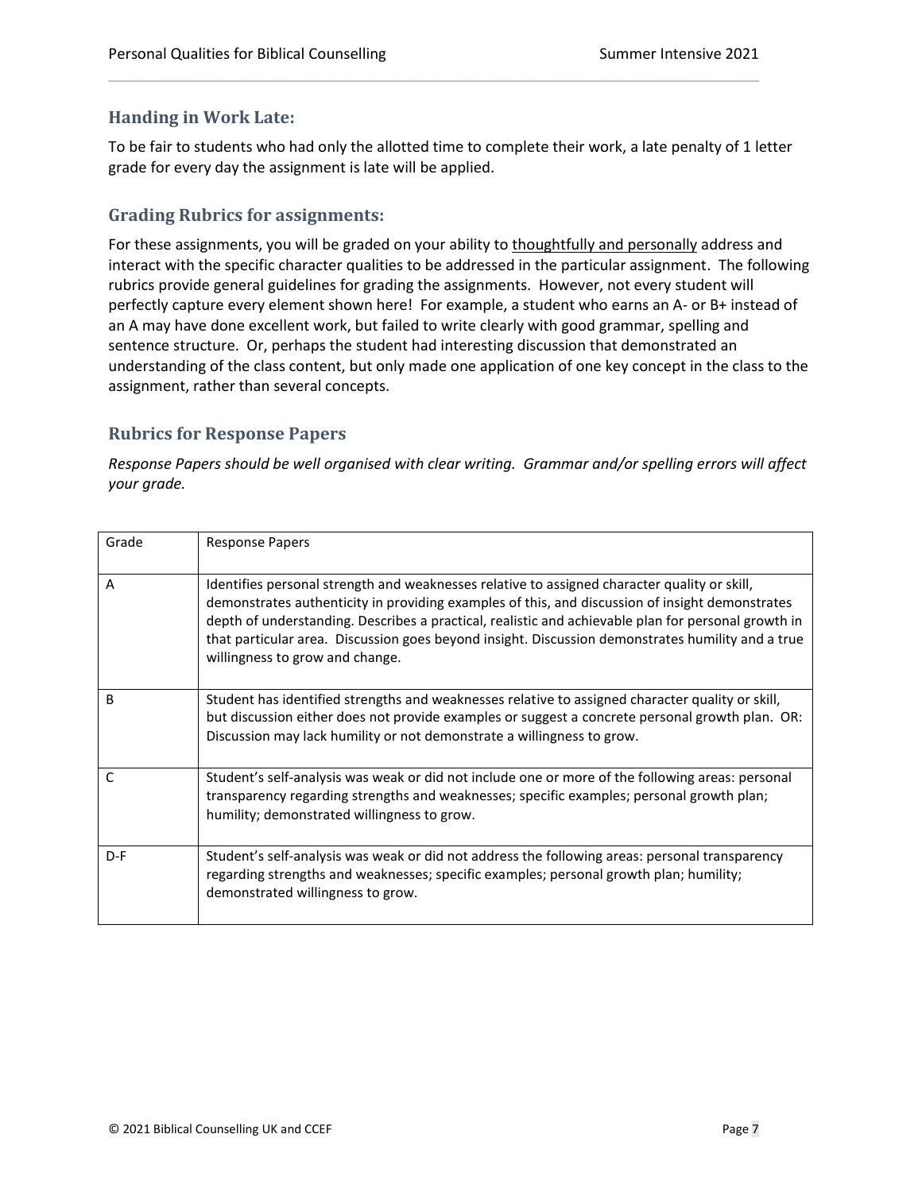## Handing in Work Late:

To be fair to students who had only the allotted time to complete their work, a late penalty of 1 letter grade for every day the assignment is late will be applied.

## Grading Rubrics for assignments:

For these assignments, you will be graded on your ability to thoughtfully and personally address and interact with the specific character qualities to be addressed in the particular assignment. The following rubrics provide general guidelines for grading the assignments. However, not every student will perfectly capture every element shown here! For example, a student who earns an A- or B+ instead of an A may have done excellent work, but failed to write clearly with good grammar, spelling and sentence structure. Or, perhaps the student had interesting discussion that demonstrated an understanding of the class content, but only made one application of one key concept in the class to the assignment, rather than several concepts.

## Rubrics for Response Papers

*Response Papers should be well organised with clear writing. Grammar and/or spelling errors will affect your grade.*

| Grade | Response Papers |
|---|---|
| A | Identifies personal strength and weaknesses relative to assigned character quality or skill, demonstrates authenticity in providing examples of this, and discussion of insight demonstrates depth of understanding. Describes a practical, realistic and achievable plan for personal growth in that particular area. Discussion goes beyond insight. Discussion demonstrates humility and a true willingness to grow and change. |
| B | Student has identified strengths and weaknesses relative to assigned character quality or skill, but discussion either does not provide examples or suggest a concrete personal growth plan. OR: Discussion may lack humility or not demonstrate a willingness to grow. |
| C | Student's self-analysis was weak or did not include one or more of the following areas: personal transparency regarding strengths and weaknesses; specific examples; personal growth plan; humility; demonstrated willingness to grow. |
| D-F | Student's self-analysis was weak or did not address the following areas: personal transparency regarding strengths and weaknesses; specific examples; personal growth plan; humility; demonstrated willingness to grow. |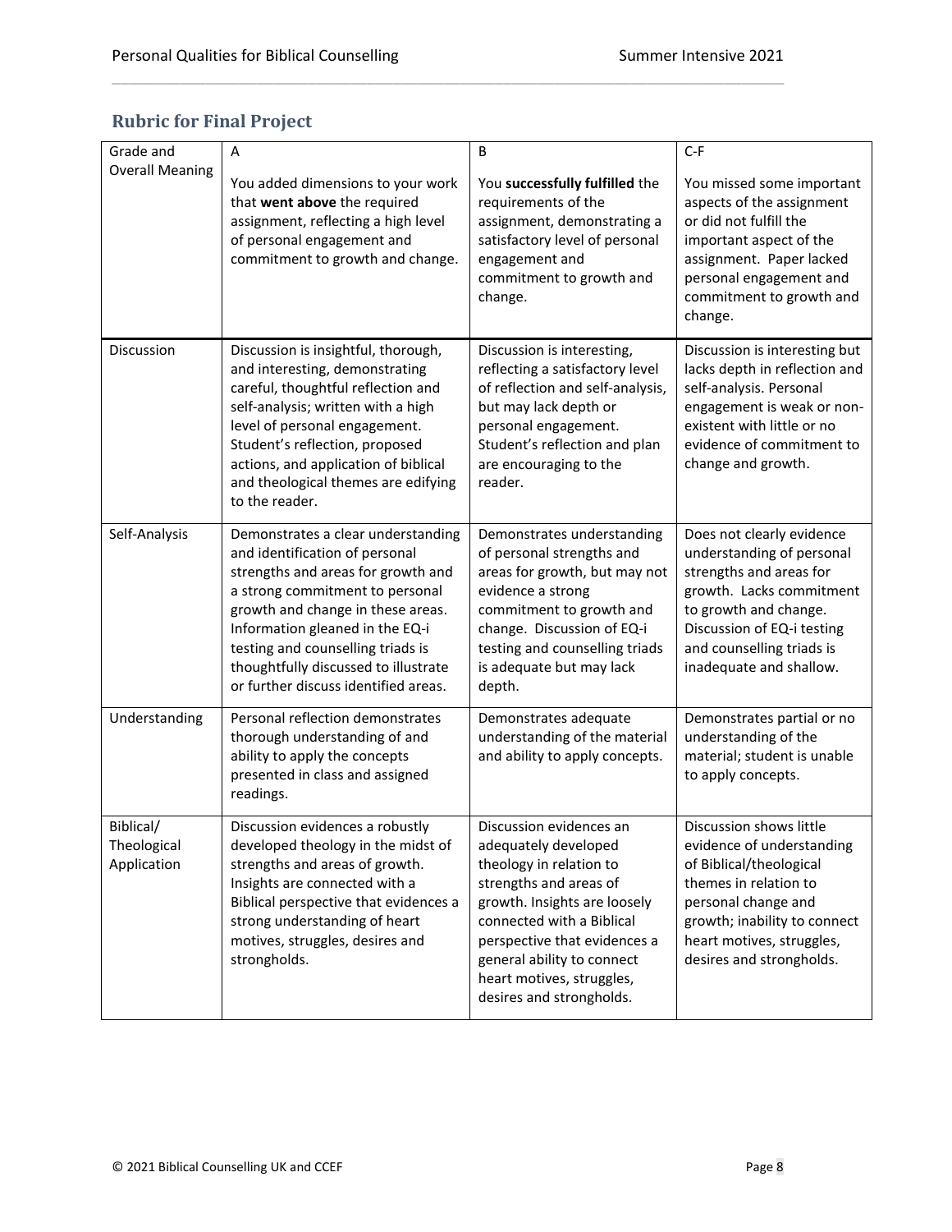## Rubric for Final Project

| Grade and Overall Meaning | A<br>You added dimensions to your work that **went above** the required assignment, reflecting a high level of personal engagement and commitment to growth and change. | B<br>You **successfully fulfilled** the requirements of the assignment, demonstrating a satisfactory level of personal engagement and commitment to growth and change. | C-F<br>You missed some important aspects of the assignment or did not fulfill the important aspect of the assignment. Paper lacked personal engagement and commitment to growth and change. |
|---|---|---|---|
| Discussion | Discussion is insightful, thorough, and interesting, demonstrating careful, thoughtful reflection and self-analysis; written with a high level of personal engagement. Student's reflection, proposed actions, and application of biblical and theological themes are edifying to the reader. | Discussion is interesting, reflecting a satisfactory level of reflection and self-analysis, but may lack depth or personal engagement. Student's reflection and plan are encouraging to the reader. | Discussion is interesting but lacks depth in reflection and self-analysis. Personal engagement is weak or non-existent with little or no evidence of commitment to change and growth. |
| Self-Analysis | Demonstrates a clear understanding and identification of personal strengths and areas for growth and a strong commitment to personal growth and change in these areas. Information gleaned in the EQ-i testing and counselling triads is thoughtfully discussed to illustrate or further discuss identified areas. | Demonstrates understanding of personal strengths and areas for growth, but may not evidence a strong commitment to growth and change. Discussion of EQ-i testing and counselling triads is adequate but may lack depth. | Does not clearly evidence understanding of personal strengths and areas for growth. Lacks commitment to growth and change. Discussion of EQ-i testing and counselling triads is inadequate and shallow. |
| Understanding | Personal reflection demonstrates thorough understanding of and ability to apply the concepts presented in class and assigned readings. | Demonstrates adequate understanding of the material and ability to apply concepts. | Demonstrates partial or no understanding of the material; student is unable to apply concepts. |
| Biblical/ Theological Application | Discussion evidences a robustly developed theology in the midst of strengths and areas of growth. Insights are connected with a Biblical perspective that evidences a strong understanding of heart motives, struggles, desires and strongholds. | Discussion evidences an adequately developed theology in relation to strengths and areas of growth. Insights are loosely connected with a Biblical perspective that evidences a general ability to connect heart motives, struggles, desires and strongholds. | Discussion shows little evidence of understanding of Biblical/theological themes in relation to personal change and growth; inability to connect heart motives, struggles, desires and strongholds. |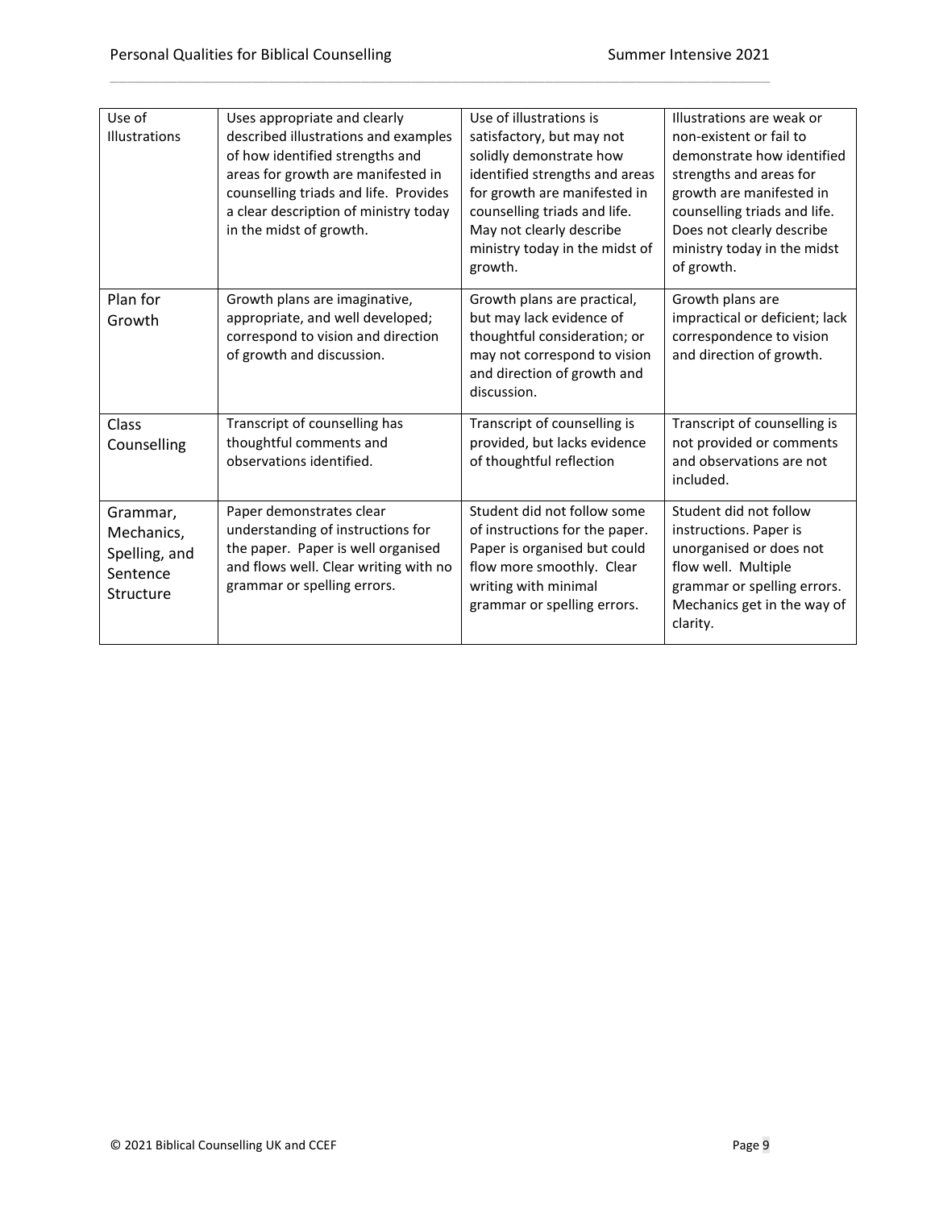| | | | |
|---|---|---|---|
| Use of Illustrations | Uses appropriate and clearly described illustrations and examples of how identified strengths and areas for growth are manifested in counselling triads and life. Provides a clear description of ministry today in the midst of growth. | Use of illustrations is satisfactory, but may not solidly demonstrate how identified strengths and areas for growth are manifested in counselling triads and life. May not clearly describe ministry today in the midst of growth. | Illustrations are weak or non-existent or fail to demonstrate how identified strengths and areas for growth are manifested in counselling triads and life. Does not clearly describe ministry today in the midst of growth. |
| Plan for Growth | Growth plans are imaginative, appropriate, and well developed; correspond to vision and direction of growth and discussion. | Growth plans are practical, but may lack evidence of thoughtful consideration; or may not correspond to vision and direction of growth and discussion. | Growth plans are impractical or deficient; lack correspondence to vision and direction of growth. |
| Class Counselling | Transcript of counselling has thoughtful comments and observations identified. | Transcript of counselling is provided, but lacks evidence of thoughtful reflection | Transcript of counselling is not provided or comments and observations are not included. |
| Grammar, Mechanics, Spelling, and Sentence Structure | Paper demonstrates clear understanding of instructions for the paper. Paper is well organised and flows well. Clear writing with no grammar or spelling errors. | Student did not follow some of instructions for the paper. Paper is organised but could flow more smoothly. Clear writing with minimal grammar or spelling errors. | Student did not follow instructions. Paper is unorganised or does not flow well. Multiple grammar or spelling errors. Mechanics get in the way of clarity. |